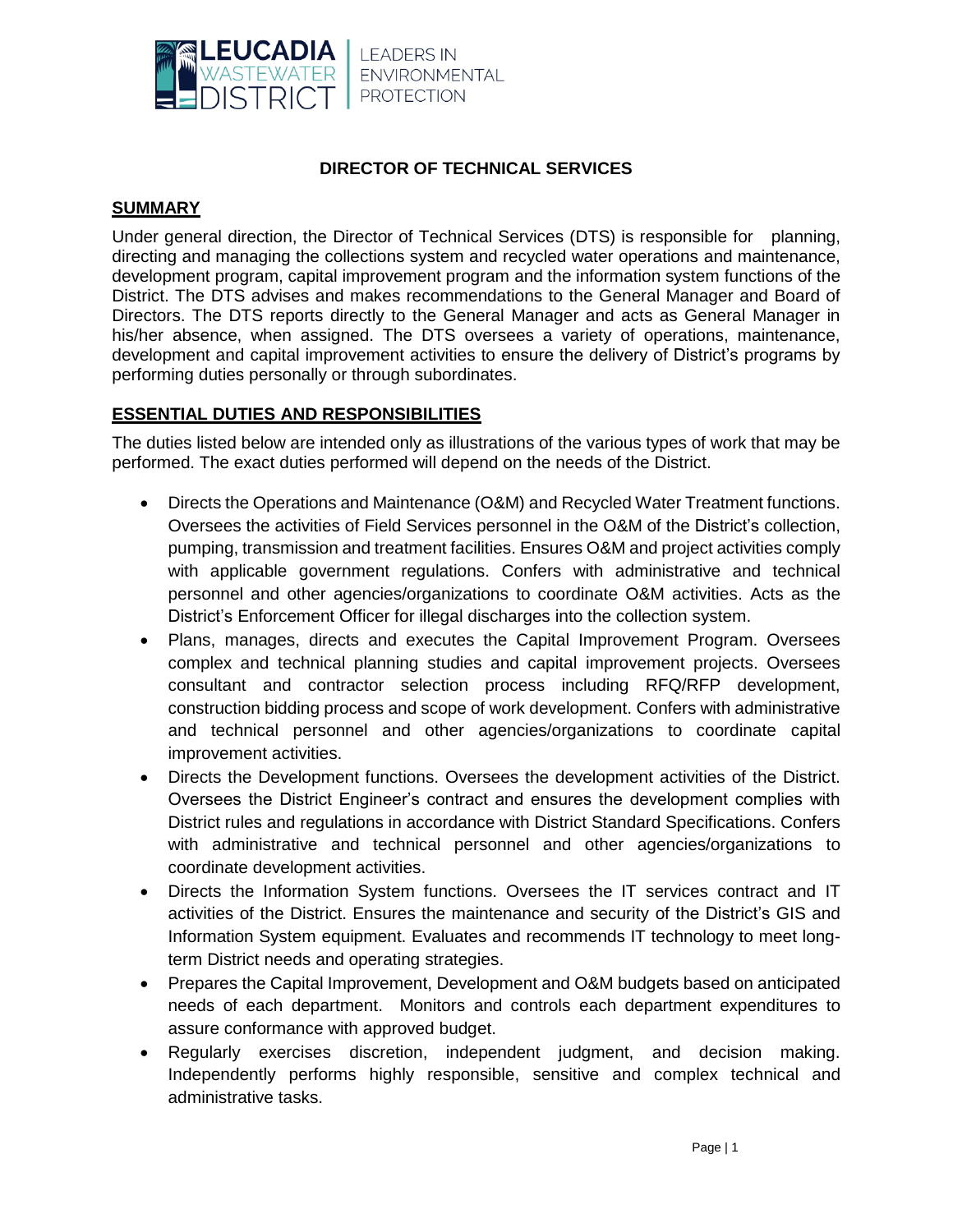LEUCADIA WASTEWATER DISTRICT | LEADERS IN ENVIRONMENTAL PROTECTION

# DIRECTOR OF TECHNICAL SERVICES

## SUMMARY

Under general direction, the Director of Technical Services (DTS) is responsible for planning, directing and managing the collections system and recycled water operations and maintenance, development program, capital improvement program and the information system functions of the District. The DTS advises and makes recommendations to the General Manager and Board of Directors. The DTS reports directly to the General Manager and acts as General Manager in his/her absence, when assigned. The DTS oversees a variety of operations, maintenance, development and capital improvement activities to ensure the delivery of District's programs by performing duties personally or through subordinates.

## ESSENTIAL DUTIES AND RESPONSIBILITIES

The duties listed below are intended only as illustrations of the various types of work that may be performed. The exact duties performed will depend on the needs of the District.

- Directs the Operations and Maintenance (O&M) and Recycled Water Treatment functions. Oversees the activities of Field Services personnel in the O&M of the District's collection, pumping, transmission and treatment facilities. Ensures O&M and project activities comply with applicable government regulations. Confers with administrative and technical personnel and other agencies/organizations to coordinate O&M activities. Acts as the District's Enforcement Officer for illegal discharges into the collection system.
- Plans, manages, directs and executes the Capital Improvement Program. Oversees complex and technical planning studies and capital improvement projects. Oversees consultant and contractor selection process including RFQ/RFP development, construction bidding process and scope of work development. Confers with administrative and technical personnel and other agencies/organizations to coordinate capital improvement activities.
- Directs the Development functions. Oversees the development activities of the District. Oversees the District Engineer's contract and ensures the development complies with District rules and regulations in accordance with District Standard Specifications. Confers with administrative and technical personnel and other agencies/organizations to coordinate development activities.
- Directs the Information System functions. Oversees the IT services contract and IT activities of the District. Ensures the maintenance and security of the District's GIS and Information System equipment. Evaluates and recommends IT technology to meet long-term District needs and operating strategies.
- Prepares the Capital Improvement, Development and O&M budgets based on anticipated needs of each department. Monitors and controls each department expenditures to assure conformance with approved budget.
- Regularly exercises discretion, independent judgment, and decision making. Independently performs highly responsible, sensitive and complex technical and administrative tasks.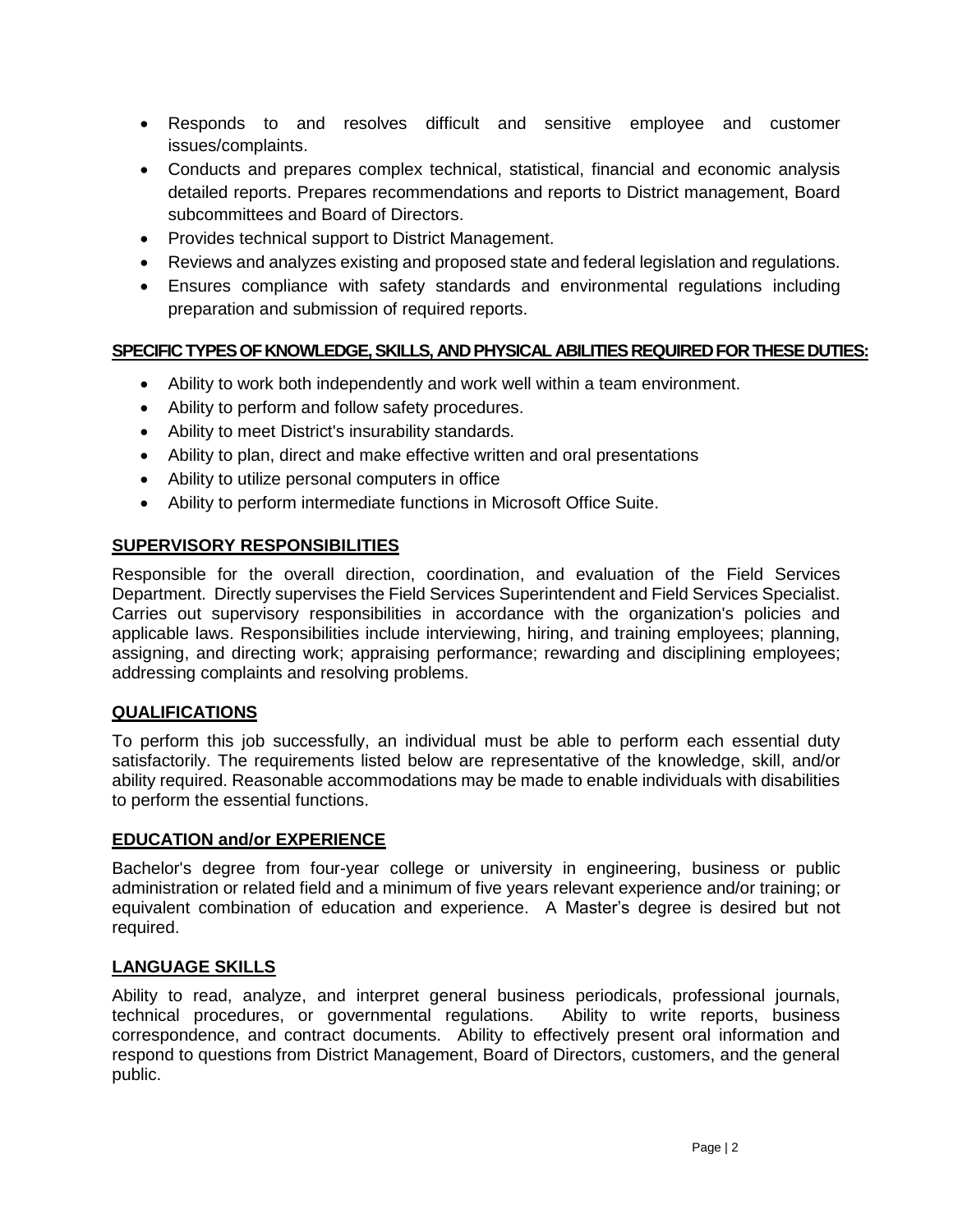- Responds to and resolves difficult and sensitive employee and customer issues/complaints.
- Conducts and prepares complex technical, statistical, financial and economic analysis detailed reports. Prepares recommendations and reports to District management, Board subcommittees and Board of Directors.
- Provides technical support to District Management.
- Reviews and analyzes existing and proposed state and federal legislation and regulations.
- Ensures compliance with safety standards and environmental regulations including preparation and submission of required reports.

## SPECIFIC TYPES OF KNOWLEDGE, SKILLS, AND PHYSICAL ABILITIES REQUIRED FOR THESE DUTIES:

- Ability to work both independently and work well within a team environment.
- Ability to perform and follow safety procedures.
- Ability to meet District's insurability standards.
- Ability to plan, direct and make effective written and oral presentations
- Ability to utilize personal computers in office
- Ability to perform intermediate functions in Microsoft Office Suite.

## SUPERVISORY RESPONSIBILITIES

Responsible for the overall direction, coordination, and evaluation of the Field Services Department. Directly supervises the Field Services Superintendent and Field Services Specialist. Carries out supervisory responsibilities in accordance with the organization's policies and applicable laws. Responsibilities include interviewing, hiring, and training employees; planning, assigning, and directing work; appraising performance; rewarding and disciplining employees; addressing complaints and resolving problems.

## QUALIFICATIONS

To perform this job successfully, an individual must be able to perform each essential duty satisfactorily. The requirements listed below are representative of the knowledge, skill, and/or ability required. Reasonable accommodations may be made to enable individuals with disabilities to perform the essential functions.

## EDUCATION and/or EXPERIENCE

Bachelor's degree from four-year college or university in engineering, business or public administration or related field and a minimum of five years relevant experience and/or training; or equivalent combination of education and experience. A Master's degree is desired but not required.

## LANGUAGE SKILLS

Ability to read, analyze, and interpret general business periodicals, professional journals, technical procedures, or governmental regulations. Ability to write reports, business correspondence, and contract documents. Ability to effectively present oral information and respond to questions from District Management, Board of Directors, customers, and the general public.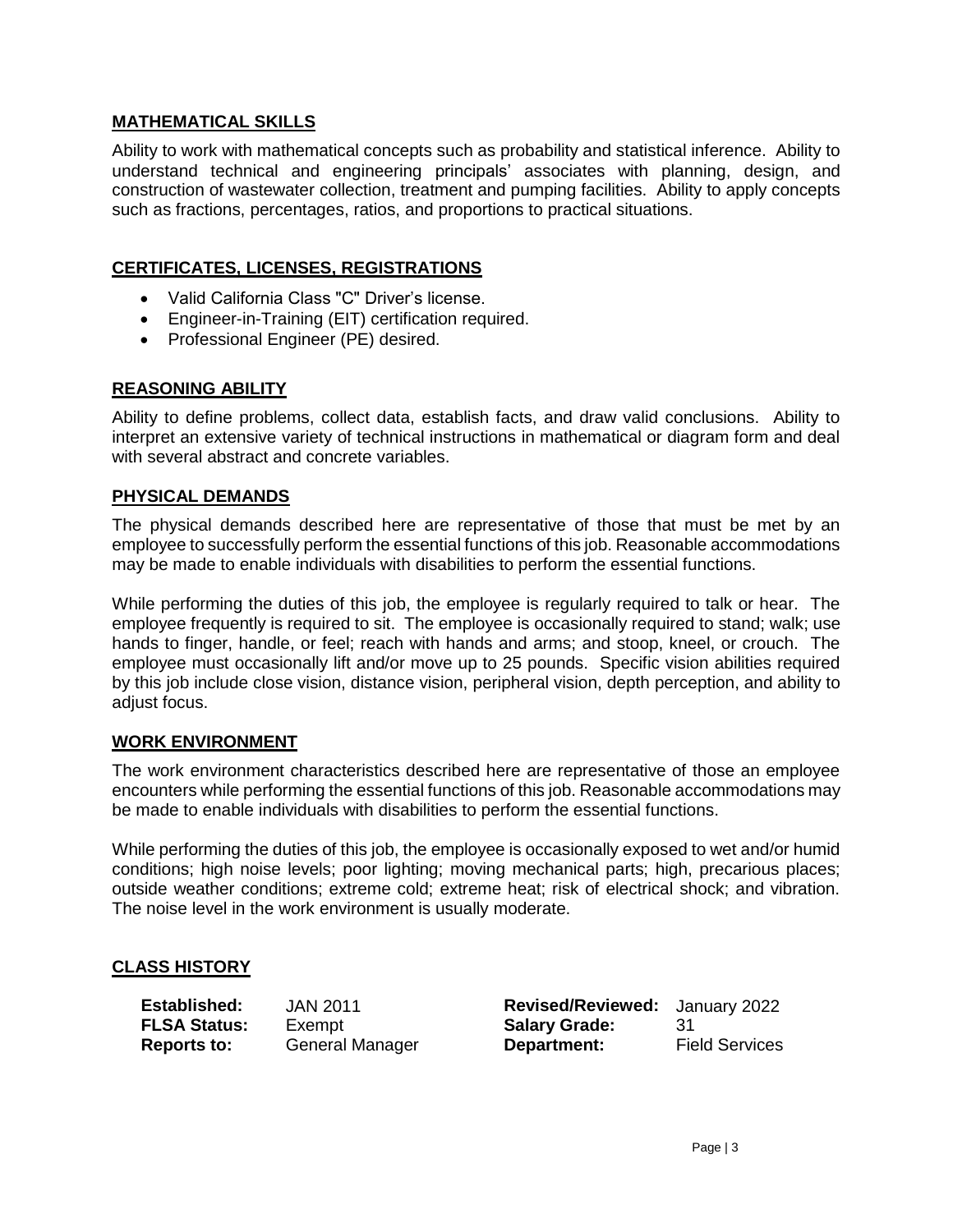## MATHEMATICAL SKILLS

Ability to work with mathematical concepts such as probability and statistical inference. Ability to understand technical and engineering principals' associates with planning, design, and construction of wastewater collection, treatment and pumping facilities. Ability to apply concepts such as fractions, percentages, ratios, and proportions to practical situations.

## CERTIFICATES, LICENSES, REGISTRATIONS

- Valid California Class "C" Driver's license.
- Engineer-in-Training (EIT) certification required.
- Professional Engineer (PE) desired.

## REASONING ABILITY

Ability to define problems, collect data, establish facts, and draw valid conclusions. Ability to interpret an extensive variety of technical instructions in mathematical or diagram form and deal with several abstract and concrete variables.

## PHYSICAL DEMANDS

The physical demands described here are representative of those that must be met by an employee to successfully perform the essential functions of this job. Reasonable accommodations may be made to enable individuals with disabilities to perform the essential functions.

While performing the duties of this job, the employee is regularly required to talk or hear. The employee frequently is required to sit. The employee is occasionally required to stand; walk; use hands to finger, handle, or feel; reach with hands and arms; and stoop, kneel, or crouch. The employee must occasionally lift and/or move up to 25 pounds. Specific vision abilities required by this job include close vision, distance vision, peripheral vision, depth perception, and ability to adjust focus.

## WORK ENVIRONMENT

The work environment characteristics described here are representative of those an employee encounters while performing the essential functions of this job. Reasonable accommodations may be made to enable individuals with disabilities to perform the essential functions.

While performing the duties of this job, the employee is occasionally exposed to wet and/or humid conditions; high noise levels; poor lighting; moving mechanical parts; high, precarious places; outside weather conditions; extreme cold; extreme heat; risk of electrical shock; and vibration. The noise level in the work environment is usually moderate.

## CLASS HISTORY

| | | | |
|---|---|---|---|
| **Established:** | JAN 2011 | **Revised/Reviewed:** | January 2022 |
| **FLSA Status:** | Exempt | **Salary Grade:** | 31 |
| **Reports to:** | General Manager | **Department:** | Field Services |